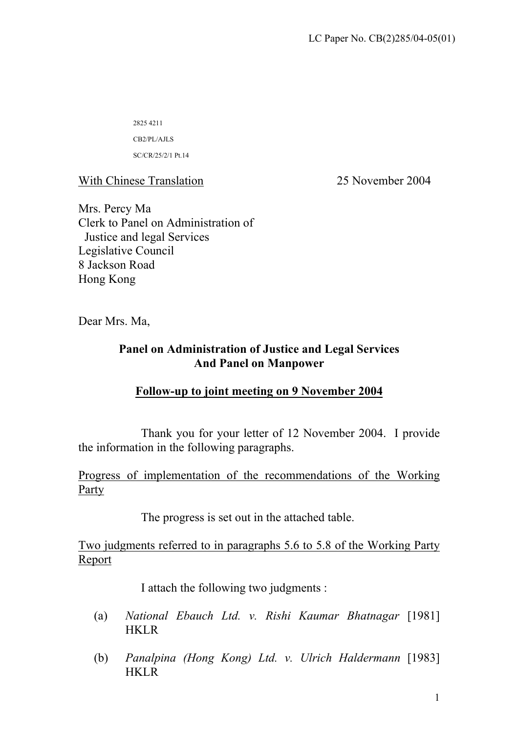LC Paper No. CB(2)285/04-05(01)

2825 4211

CB2/PL/AJLS

SC/CR/25/2/1 Pt.14

With Chinese Translation 25 November 2004

Mrs. Percy Ma
Clerk to Panel on Administration of
Justice and legal Services
Legislative Council
8 Jackson Road
Hong Kong

Dear Mrs. Ma,

**Panel on Administration of Justice and Legal Services And Panel on Manpower**

**Follow-up to joint meeting on 9 November 2004**

Thank you for your letter of 12 November 2004. I provide the information in the following paragraphs.

Progress of implementation of the recommendations of the Working Party

The progress is set out in the attached table.

Two judgments referred to in paragraphs 5.6 to 5.8 of the Working Party Report

I attach the following two judgments :

(a) *National Ebauch Ltd. v. Rishi Kaumar Bhatnagar* [1981] HKLR

(b) *Panalpina (Hong Kong) Ltd. v. Ulrich Haldermann* [1983] HKLR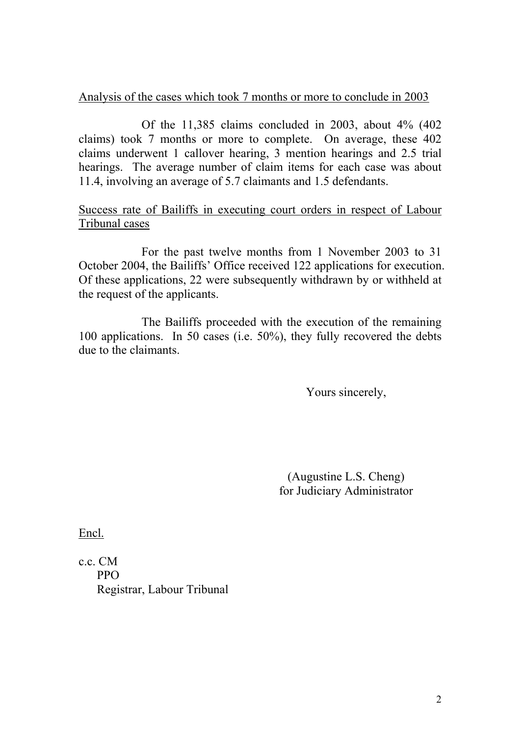<u>Analysis of the cases which took 7 months or more to conclude in 2003</u>

Of the 11,385 claims concluded in 2003, about 4% (402 claims) took 7 months or more to complete. On average, these 402 claims underwent 1 callover hearing, 3 mention hearings and 2.5 trial hearings. The average number of claim items for each case was about 11.4, involving an average of 5.7 claimants and 1.5 defendants.

<u>Success rate of Bailiffs in executing court orders in respect of Labour Tribunal cases</u>

For the past twelve months from 1 November 2003 to 31 October 2004, the Bailiffs' Office received 122 applications for execution. Of these applications, 22 were subsequently withdrawn by or withheld at the request of the applicants.

The Bailiffs proceeded with the execution of the remaining 100 applications. In 50 cases (i.e. 50%), they fully recovered the debts due to the claimants.

Yours sincerely,

(Augustine L.S. Cheng)
for Judiciary Administrator

<u>Encl.</u>

c.c. CM
PPO
Registrar, Labour Tribunal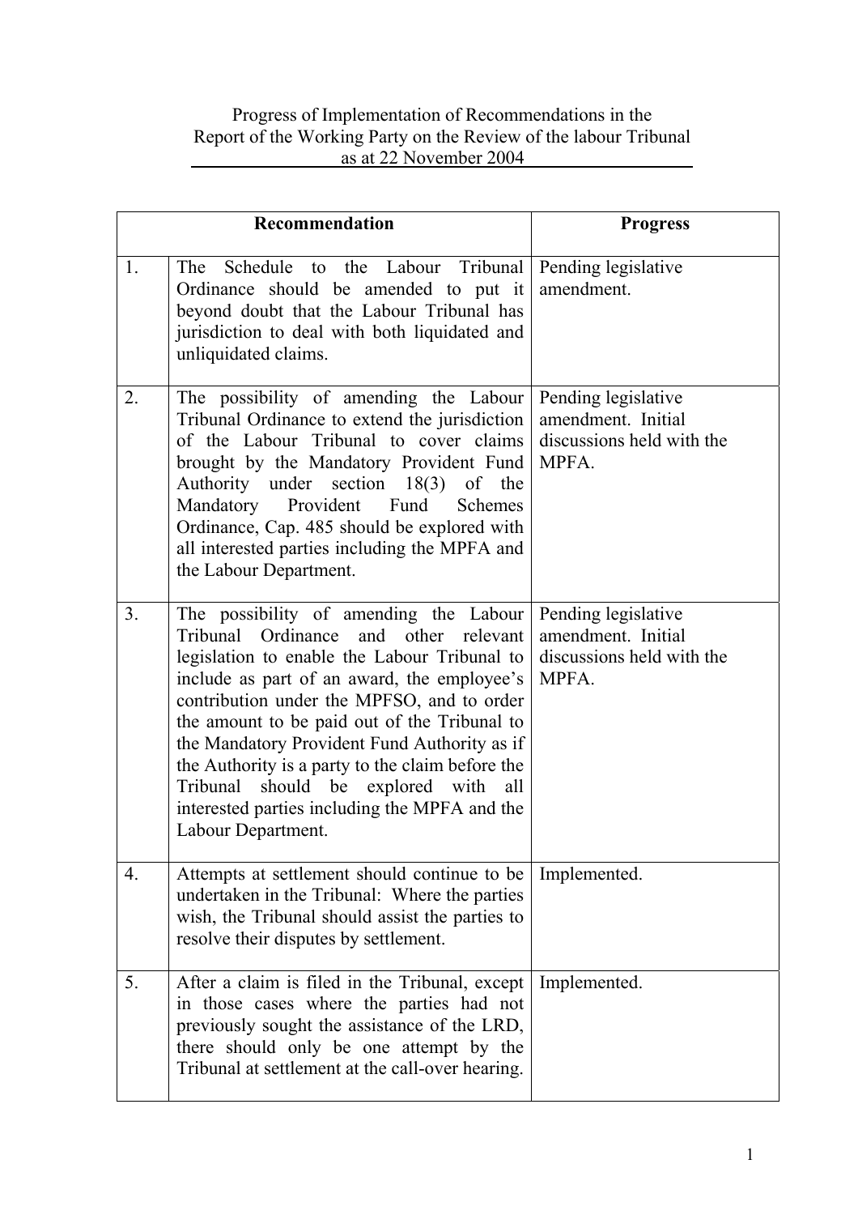Progress of Implementation of Recommendations in the Report of the Working Party on the Review of the labour Tribunal as at 22 November 2004

| | Recommendation | Progress |
|---|---|---|
| 1. | The Schedule to the Labour Tribunal Ordinance should be amended to put it beyond doubt that the Labour Tribunal has jurisdiction to deal with both liquidated and unliquidated claims. | Pending legislative amendment. |
| 2. | The possibility of amending the Labour Tribunal Ordinance to extend the jurisdiction of the Labour Tribunal to cover claims brought by the Mandatory Provident Fund Authority under section 18(3) of the Mandatory Provident Fund Schemes Ordinance, Cap. 485 should be explored with all interested parties including the MPFA and the Labour Department. | Pending legislative amendment. Initial discussions held with the MPFA. |
| 3. | The possibility of amending the Labour Tribunal Ordinance and other relevant legislation to enable the Labour Tribunal to include as part of an award, the employee's contribution under the MPFSO, and to order the amount to be paid out of the Tribunal to the Mandatory Provident Fund Authority as if the Authority is a party to the claim before the Tribunal should be explored with all interested parties including the MPFA and the Labour Department. | Pending legislative amendment. Initial discussions held with the MPFA. |
| 4. | Attempts at settlement should continue to be undertaken in the Tribunal: Where the parties wish, the Tribunal should assist the parties to resolve their disputes by settlement. | Implemented. |
| 5. | After a claim is filed in the Tribunal, except in those cases where the parties had not previously sought the assistance of the LRD, there should only be one attempt by the Tribunal at settlement at the call-over hearing. | Implemented. |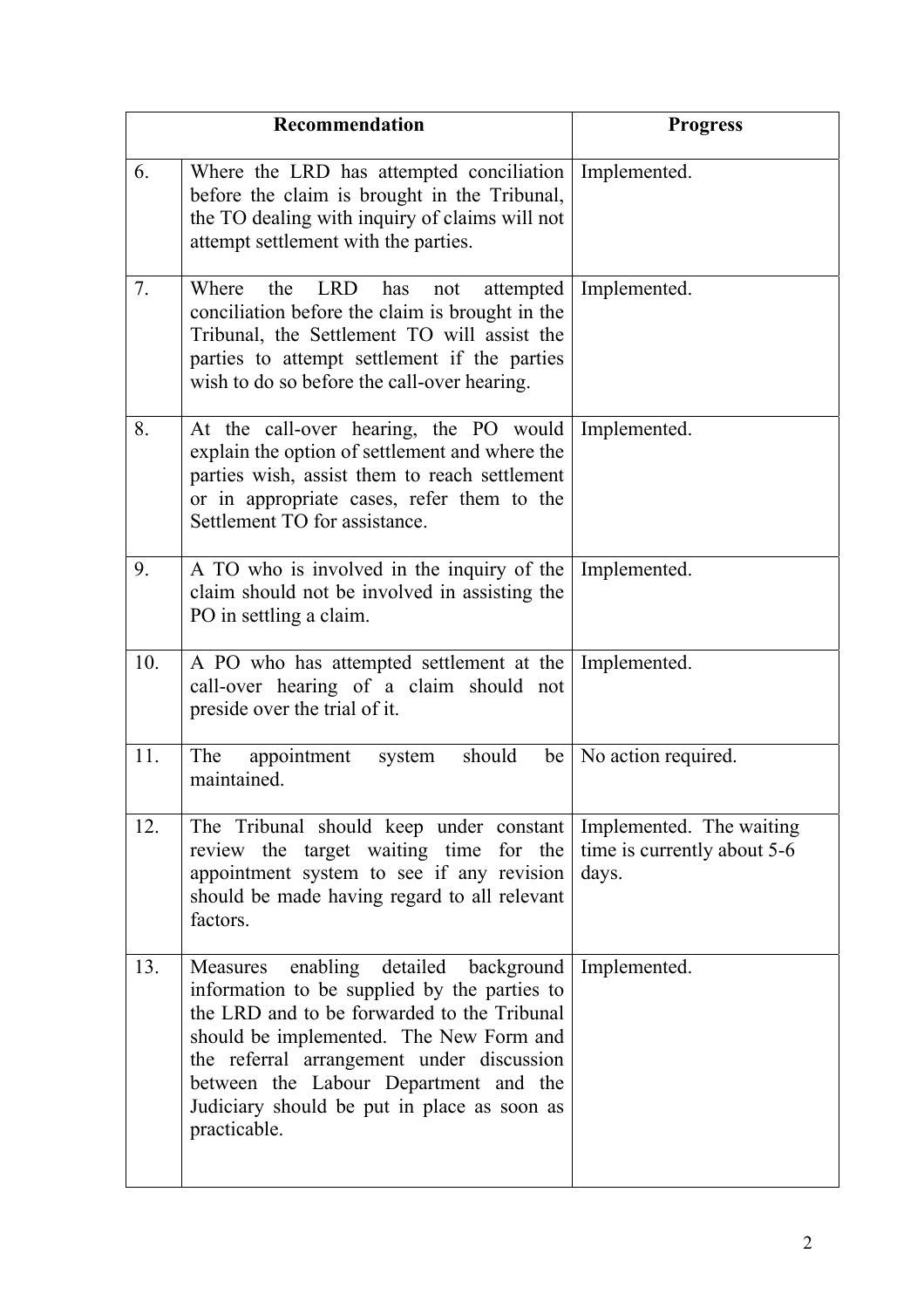| | Recommendation | Progress |
|---|---|---|
| 6. | Where the LRD has attempted conciliation before the claim is brought in the Tribunal, the TO dealing with inquiry of claims will not attempt settlement with the parties. | Implemented. |
| 7. | Where the LRD has not attempted conciliation before the claim is brought in the Tribunal, the Settlement TO will assist the parties to attempt settlement if the parties wish to do so before the call-over hearing. | Implemented. |
| 8. | At the call-over hearing, the PO would explain the option of settlement and where the parties wish, assist them to reach settlement or in appropriate cases, refer them to the Settlement TO for assistance. | Implemented. |
| 9. | A TO who is involved in the inquiry of the claim should not be involved in assisting the PO in settling a claim. | Implemented. |
| 10. | A PO who has attempted settlement at the call-over hearing of a claim should not preside over the trial of it. | Implemented. |
| 11. | The appointment system should be maintained. | No action required. |
| 12. | The Tribunal should keep under constant review the target waiting time for the appointment system to see if any revision should be made having regard to all relevant factors. | Implemented. The waiting time is currently about 5-6 days. |
| 13. | Measures enabling detailed background information to be supplied by the parties to the LRD and to be forwarded to the Tribunal should be implemented. The New Form and the referral arrangement under discussion between the Labour Department and the Judiciary should be put in place as soon as practicable. | Implemented. |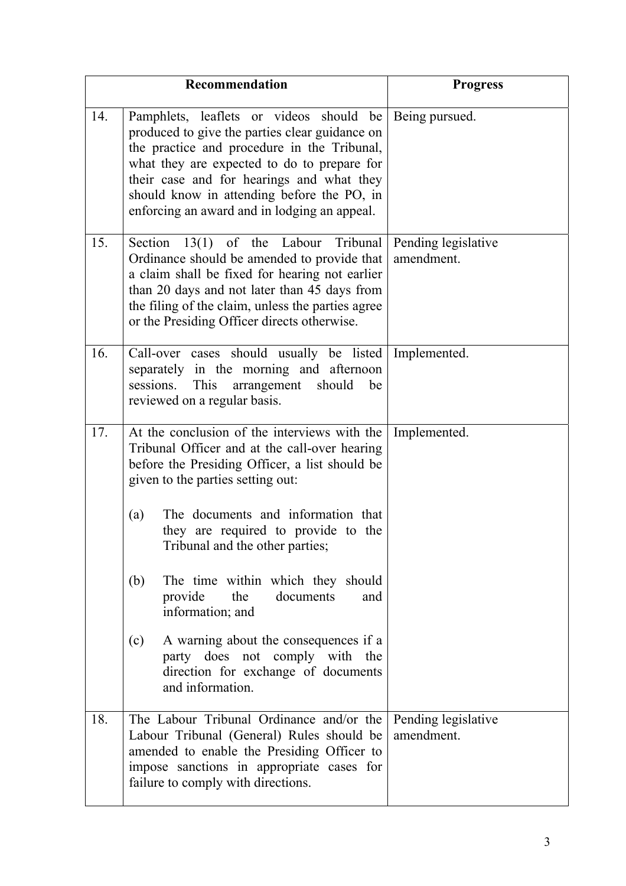| | Recommendation | Progress |
|---|---|---|
| 14. | Pamphlets, leaflets or videos should be produced to give the parties clear guidance on the practice and procedure in the Tribunal, what they are expected to do to prepare for their case and for hearings and what they should know in attending before the PO, in enforcing an award and in lodging an appeal. | Being pursued. |
| 15. | Section 13(1) of the Labour Tribunal Ordinance should be amended to provide that a claim shall be fixed for hearing not earlier than 20 days and not later than 45 days from the filing of the claim, unless the parties agree or the Presiding Officer directs otherwise. | Pending legislative amendment. |
| 16. | Call-over cases should usually be listed separately in the morning and afternoon sessions. This arrangement should be reviewed on a regular basis. | Implemented. |
| 17. | At the conclusion of the interviews with the Tribunal Officer and at the call-over hearing before the Presiding Officer, a list should be given to the parties setting out:<br><br>(a) The documents and information that they are required to provide to the Tribunal and the other parties;<br><br>(b) The time within which they should provide the documents and information; and<br><br>(c) A warning about the consequences if a party does not comply with the direction for exchange of documents and information. | Implemented. |
| 18. | The Labour Tribunal Ordinance and/or the Labour Tribunal (General) Rules should be amended to enable the Presiding Officer to impose sanctions in appropriate cases for failure to comply with directions. | Pending legislative amendment. |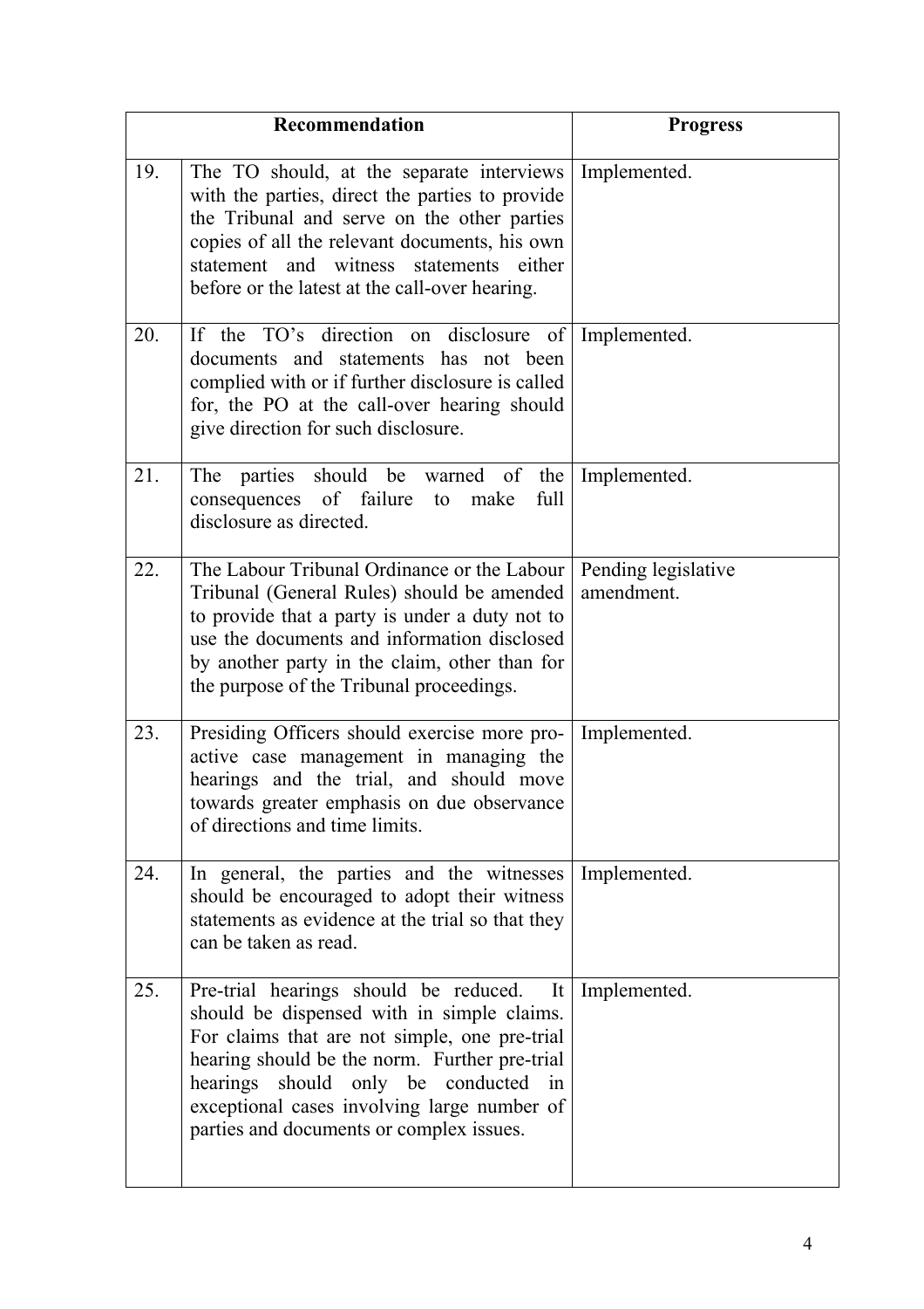| | Recommendation | Progress |
|---|---|---|
| 19. | The TO should, at the separate interviews with the parties, direct the parties to provide the Tribunal and serve on the other parties copies of all the relevant documents, his own statement and witness statements either before or the latest at the call-over hearing. | Implemented. |
| 20. | If the TO's direction on disclosure of documents and statements has not been complied with or if further disclosure is called for, the PO at the call-over hearing should give direction for such disclosure. | Implemented. |
| 21. | The parties should be warned of the consequences of failure to make full disclosure as directed. | Implemented. |
| 22. | The Labour Tribunal Ordinance or the Labour Tribunal (General Rules) should be amended to provide that a party is under a duty not to use the documents and information disclosed by another party in the claim, other than for the purpose of the Tribunal proceedings. | Pending legislative amendment. |
| 23. | Presiding Officers should exercise more pro-active case management in managing the hearings and the trial, and should move towards greater emphasis on due observance of directions and time limits. | Implemented. |
| 24. | In general, the parties and the witnesses should be encouraged to adopt their witness statements as evidence at the trial so that they can be taken as read. | Implemented. |
| 25. | Pre-trial hearings should be reduced. It should be dispensed with in simple claims. For claims that are not simple, one pre-trial hearing should be the norm. Further pre-trial hearings should only be conducted in exceptional cases involving large number of parties and documents or complex issues. | Implemented. |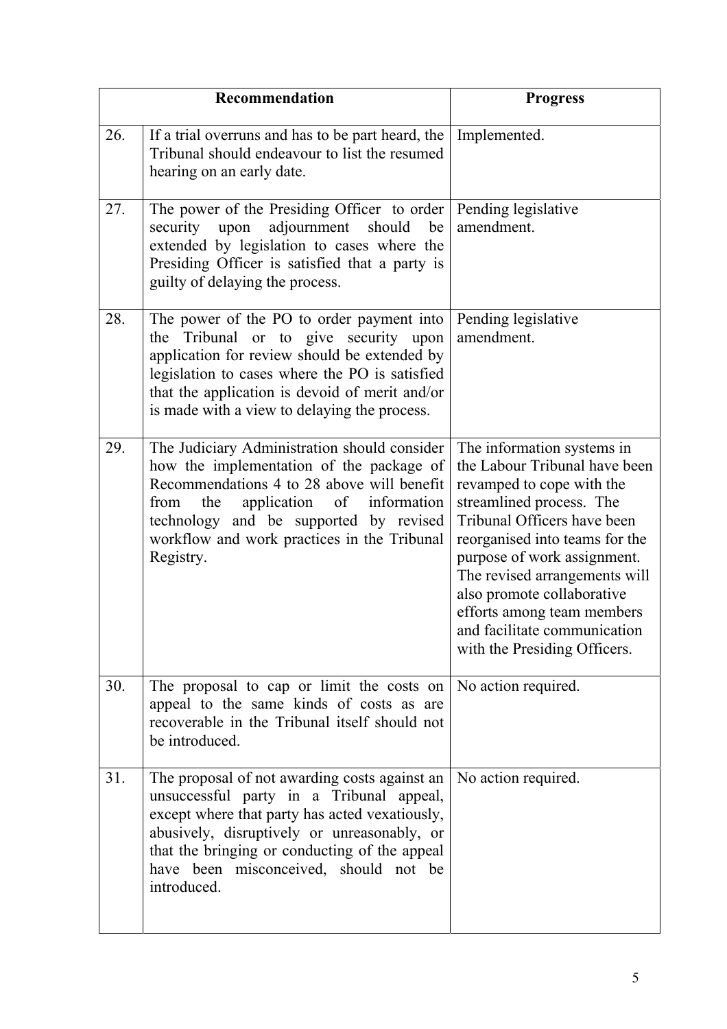| Recommendation | | Progress |
|---|---|---|
| 26. | If a trial overruns and has to be part heard, the Tribunal should endeavour to list the resumed hearing on an early date. | Implemented. |
| 27. | The power of the Presiding Officer to order security upon adjournment should be extended by legislation to cases where the Presiding Officer is satisfied that a party is guilty of delaying the process. | Pending legislative amendment. |
| 28. | The power of the PO to order payment into the Tribunal or to give security upon application for review should be extended by legislation to cases where the PO is satisfied that the application is devoid of merit and/or is made with a view to delaying the process. | Pending legislative amendment. |
| 29. | The Judiciary Administration should consider how the implementation of the package of Recommendations 4 to 28 above will benefit from the application of information technology and be supported by revised workflow and work practices in the Tribunal Registry. | The information systems in the Labour Tribunal have been revamped to cope with the streamlined process. The Tribunal Officers have been reorganised into teams for the purpose of work assignment. The revised arrangements will also promote collaborative efforts among team members and facilitate communication with the Presiding Officers. |
| 30. | The proposal to cap or limit the costs on appeal to the same kinds of costs as are recoverable in the Tribunal itself should not be introduced. | No action required. |
| 31. | The proposal of not awarding costs against an unsuccessful party in a Tribunal appeal, except where that party has acted vexatiously, abusively, disruptively or unreasonably, or that the bringing or conducting of the appeal have been misconceived, should not be introduced. | No action required. |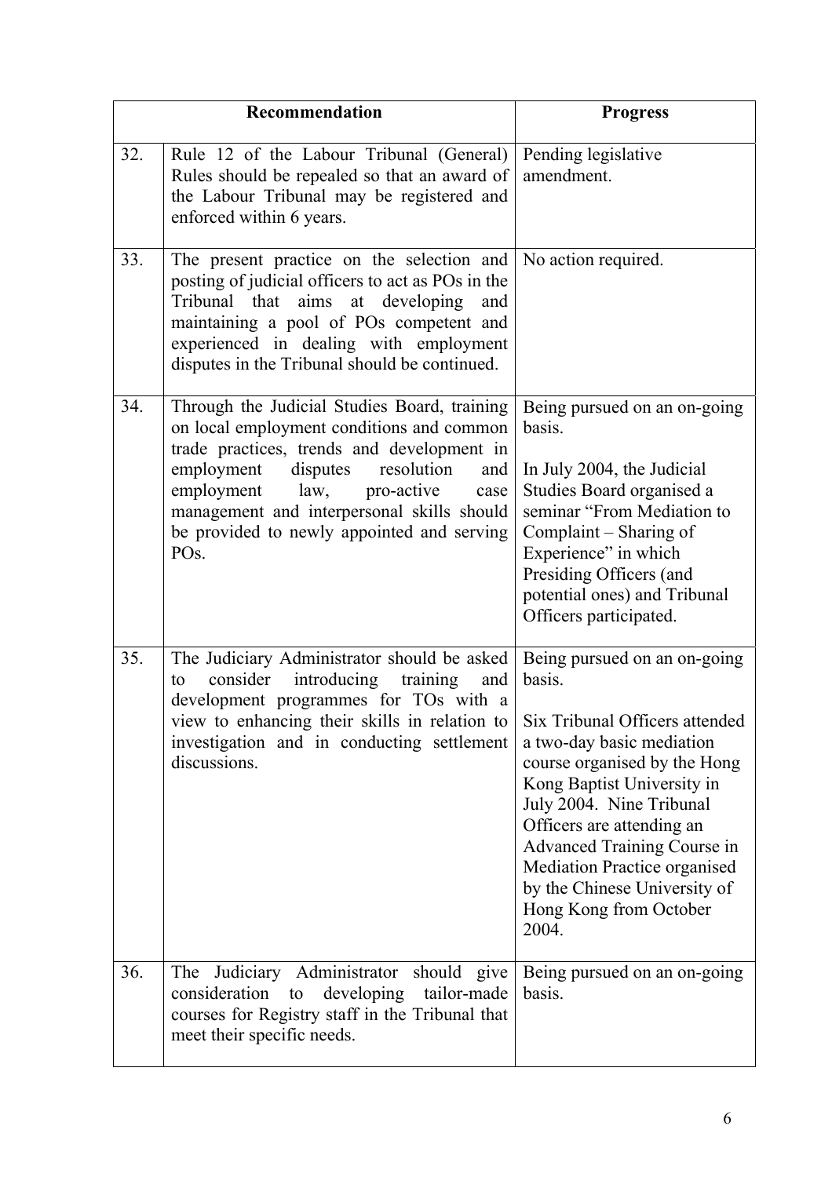| | Recommendation | Progress |
|---|---|---|
| 32. | Rule 12 of the Labour Tribunal (General) Rules should be repealed so that an award of the Labour Tribunal may be registered and enforced within 6 years. | Pending legislative amendment. |
| 33. | The present practice on the selection and posting of judicial officers to act as POs in the Tribunal that aims at developing and maintaining a pool of POs competent and experienced in dealing with employment disputes in the Tribunal should be continued. | No action required. |
| 34. | Through the Judicial Studies Board, training on local employment conditions and common trade practices, trends and development in employment disputes resolution and employment law, pro-active case management and interpersonal skills should be provided to newly appointed and serving POs. | Being pursued on an on-going basis.<br><br>In July 2004, the Judicial Studies Board organised a seminar "From Mediation to Complaint – Sharing of Experience" in which Presiding Officers (and potential ones) and Tribunal Officers participated. |
| 35. | The Judiciary Administrator should be asked to consider introducing training and development programmes for TOs with a view to enhancing their skills in relation to investigation and in conducting settlement discussions. | Being pursued on an on-going basis.<br><br>Six Tribunal Officers attended a two-day basic mediation course organised by the Hong Kong Baptist University in July 2004. Nine Tribunal Officers are attending an Advanced Training Course in Mediation Practice organised by the Chinese University of Hong Kong from October 2004. |
| 36. | The Judiciary Administrator should give consideration to developing tailor-made courses for Registry staff in the Tribunal that meet their specific needs. | Being pursued on an on-going basis. |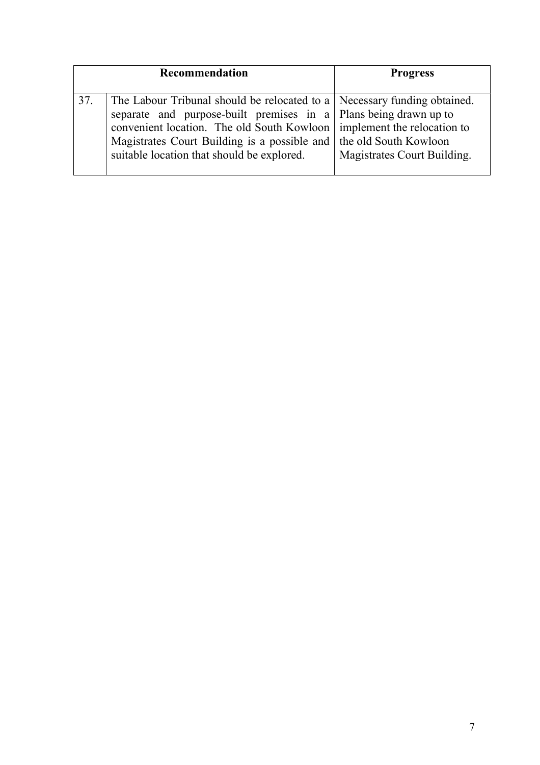| Recommendation | | Progress |
|---|---|---|
| 37. | The Labour Tribunal should be relocated to a separate and purpose-built premises in a convenient location. The old South Kowloon Magistrates Court Building is a possible and suitable location that should be explored. | Necessary funding obtained. Plans being drawn up to implement the relocation to the old South Kowloon Magistrates Court Building. |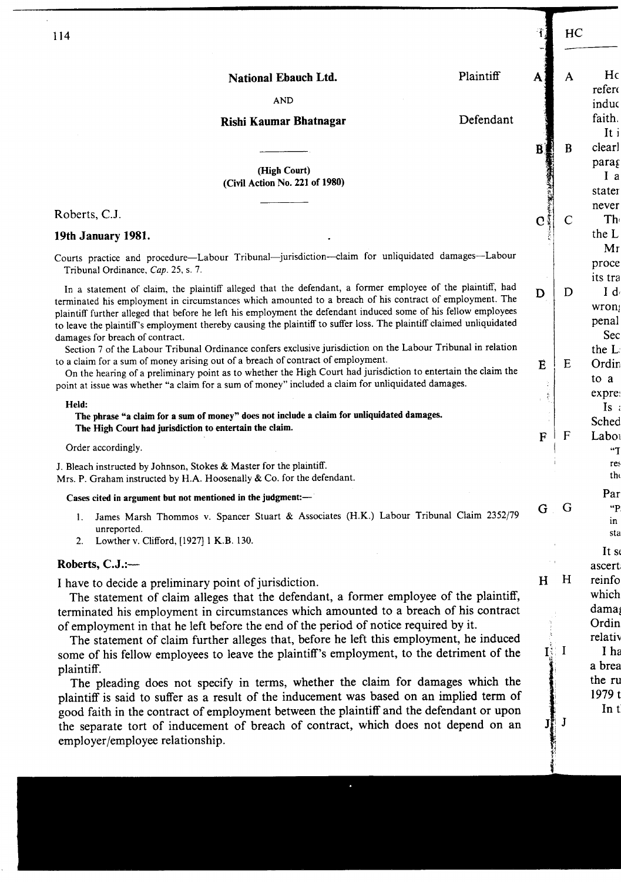**National Ebauch Ltd.** Plaintiff

AND

**Rishi Kaumar Bhatnagar** Defendant

(High Court)
(Civil Action No. 221 of 1980)

Roberts, C.J.

**19th January 1981.**

Courts practice and procedure—Labour Tribunal—jurisdiction—claim for unliquidated damages—Labour Tribunal Ordinance, *Cap*. 25, s. 7.

In a statement of claim, the plaintiff alleged that the defendant, a former employee of the plaintiff, had terminated his employment in circumstances which amounted to a breach of his contract of employment. The plaintiff further alleged that before he left his employment the defendant induced some of his fellow employees to leave the plaintiff's employment thereby causing the plaintiff to suffer loss. The plaintiff claimed unliquidated damages for breach of contract.

Section 7 of the Labour Tribunal Ordinance confers exclusive jurisdiction on the Labour Tribunal in relation to a claim for a sum of money arising out of a breach of contract of employment.

On the hearing of a preliminary point as to whether the High Court had jurisdiction to entertain the claim the point at issue was whether "a claim for a sum of money" included a claim for unliquidated damages.

**Held:**

**The phrase "a claim for a sum of money" does not include a claim for unliquidated damages.**
**The High Court had jurisdiction to entertain the claim.**

Order accordingly.

J. Bleach instructed by Johnson, Stokes & Master for the plaintiff.
Mrs. P. Graham instructed by H.A. Hoosenally & Co. for the defendant.

**Cases cited in argument but not mentioned in the judgment:—**

1. James Marsh Thommos v. Spancer Stuart & Associates (H.K.) Labour Tribunal Claim 2352/79 unreported.
2. Lowther v. Clifford, [1927] 1 K.B. 130.

## Roberts, C.J.:—

I have to decide a preliminary point of jurisdiction.

The statement of claim alleges that the defendant, a former employee of the plaintiff, terminated his employment in circumstances which amounted to a breach of his contract of employment in that he left before the end of the period of notice required by it.

The statement of claim further alleges that, before he left this employment, he induced some of his fellow employees to leave the plaintiff's employment, to the detriment of the plaintiff.

The pleading does not specify in terms, whether the claim for damages which the plaintiff is said to suffer as a result of the inducement was based on an implied term of good faith in the contract of employment between the plaintiff and the defendant or upon the separate tort of inducement of breach of contract, which does not depend on an employer/employee relationship.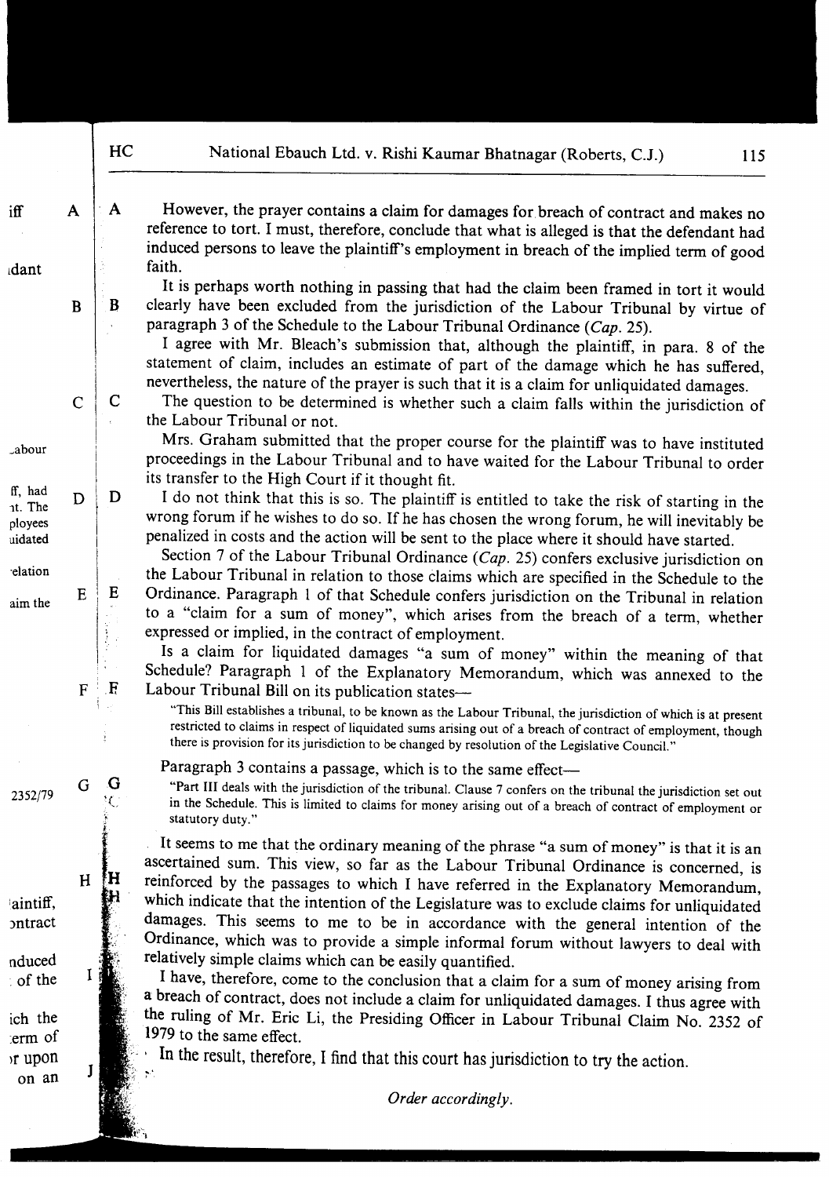However, the prayer contains a claim for damages for breach of contract and makes no reference to tort. I must, therefore, conclude that what is alleged is that the defendant had induced persons to leave the plaintiff's employment in breach of the implied term of good faith.

It is perhaps worth nothing in passing that had the claim been framed in tort it would clearly have been excluded from the jurisdiction of the Labour Tribunal by virtue of paragraph 3 of the Schedule to the Labour Tribunal Ordinance (*Cap.* 25).

I agree with Mr. Bleach's submission that, although the plaintiff, in para. 8 of the statement of claim, includes an estimate of part of the damage which he has suffered, nevertheless, the nature of the prayer is such that it is a claim for unliquidated damages.

The question to be determined is whether such a claim falls within the jurisdiction of the Labour Tribunal or not.

Mrs. Graham submitted that the proper course for the plaintiff was to have instituted proceedings in the Labour Tribunal and to have waited for the Labour Tribunal to order its transfer to the High Court if it thought fit.

I do not think that this is so. The plaintiff is entitled to take the risk of starting in the wrong forum if he wishes to do so. If he has chosen the wrong forum, he will inevitably be penalized in costs and the action will be sent to the place where it should have started.

Section 7 of the Labour Tribunal Ordinance (*Cap.* 25) confers exclusive jurisdiction on the Labour Tribunal in relation to those claims which are specified in the Schedule to the Ordinance. Paragraph 1 of that Schedule confers jurisdiction on the Tribunal in relation to a "claim for a sum of money", which arises from the breach of a term, whether expressed or implied, in the contract of employment.

Is a claim for liquidated damages "a sum of money" within the meaning of that Schedule? Paragraph 1 of the Explanatory Memorandum, which was annexed to the Labour Tribunal Bill on its publication states—

> "This Bill establishes a tribunal, to be known as the Labour Tribunal, the jurisdiction of which is at present restricted to claims in respect of liquidated sums arising out of a breach of contract of employment, though there is provision for its jurisdiction to be changed by resolution of the Legislative Council."

Paragraph 3 contains a passage, which is to the same effect—

> "Part III deals with the jurisdiction of the tribunal. Clause 7 confers on the tribunal the jurisdiction set out in the Schedule. This is limited to claims for money arising out of a breach of contract of employment or statutory duty."

It seems to me that the ordinary meaning of the phrase "a sum of money" is that it is an ascertained sum. This view, so far as the Labour Tribunal Ordinance is concerned, is reinforced by the passages to which I have referred in the Explanatory Memorandum, which indicate that the intention of the Legislature was to exclude claims for unliquidated damages. This seems to me to be in accordance with the general intention of the Ordinance, which was to provide a simple informal forum without lawyers to deal with relatively simple claims which can be easily quantified.

I have, therefore, come to the conclusion that a claim for a sum of money arising from a breach of contract, does not include a claim for unliquidated damages. I thus agree with the ruling of Mr. Eric Li, the Presiding Officer in Labour Tribunal Claim No. 2352 of 1979 to the same effect.

In the result, therefore, I find that this court has jurisdiction to try the action.

*Order accordingly.*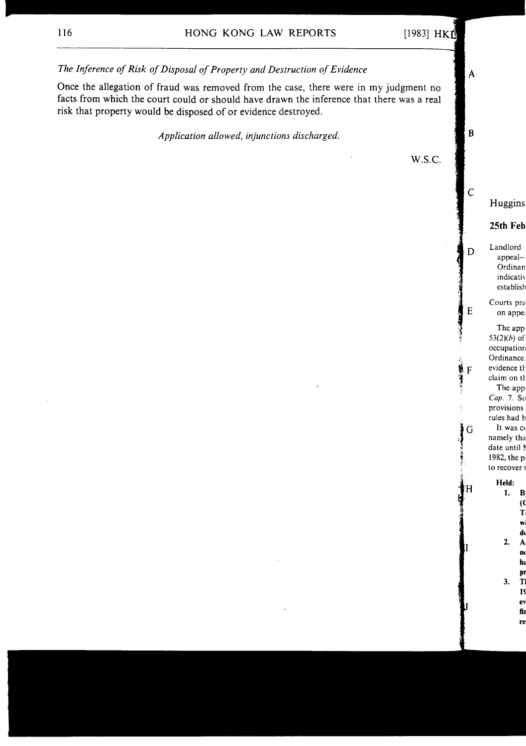*The Inference of Risk of Disposal of Property and Destruction of Evidence*

Once the allegation of fraud was removed from the case, there were in my judgment no facts from which the court could or should have drawn the inference that there was a real risk that property would be disposed of or evidence destroyed.

*Application allowed, injunctions discharged.*

W.S.C.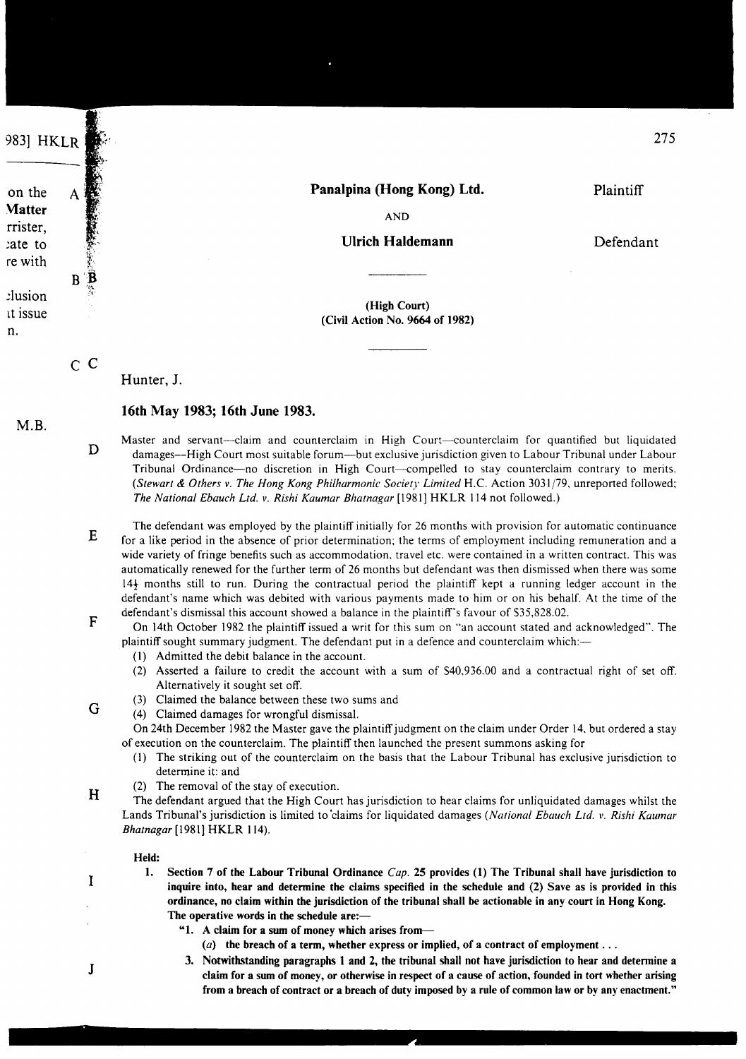**Panalpina (Hong Kong) Ltd.** Plaintiff

AND

**Ulrich Haldemann** Defendant

---

**(High Court)**
**(Civil Action No. 9664 of 1982)**

---

Hunter, J.

**16th May 1983; 16th June 1983.**

Master and servant—claim and counterclaim in High Court—counterclaim for quantified but liquidated damages—High Court most suitable forum—but exclusive jurisdiction given to Labour Tribunal under Labour Tribunal Ordinance—no discretion in High Court—compelled to stay counterclaim contrary to merits. (*Stewart & Others v. The Hong Kong Philharmonic Society Limited* H.C. Action 3031/79, unreported followed; *The National Ebauch Ltd. v. Rishi Kaumar Bhatnagar* [1981] HKLR 114 not followed.)

The defendant was employed by the plaintiff initially for 26 months with provision for automatic continuance for a like period in the absence of prior determination; the terms of employment including remuneration and a wide variety of fringe benefits such as accommodation, travel etc. were contained in a written contract. This was automatically renewed for the further term of 26 months but defendant was then dismissed when there was some 14½ months still to run. During the contractual period the plaintiff kept a running ledger account in the defendant's name which was debited with various payments made to him or on his behalf. At the time of the defendant's dismissal this account showed a balance in the plaintiff's favour of $35,828.02.

On 14th October 1982 the plaintiff issued a writ for this sum on "an account stated and acknowledged". The plaintiff sought summary judgment. The defendant put in a defence and counterclaim which:—

1. Admitted the debit balance in the account.
2. Asserted a failure to credit the account with a sum of $40,936.00 and a contractual right of set off. Alternatively it sought set off.
3. Claimed the balance between these two sums and
4. Claimed damages for wrongful dismissal.

On 24th December 1982 the Master gave the plaintiff judgment on the claim under Order 14, but ordered a stay of execution on the counterclaim. The plaintiff then launched the present summons asking for

1. The striking out of the counterclaim on the basis that the Labour Tribunal has exclusive jurisdiction to determine it: and
2. The removal of the stay of execution.

The defendant argued that the High Court has jurisdiction to hear claims for unliquidated damages whilst the Lands Tribunal's jurisdiction is limited to claims for liquidated damages (*National Ebauch Ltd. v. Rishi Kaumar Bhatnagar* [1981] HKLR 114).

**Held:**

1. **Section 7 of the Labour Tribunal Ordinance *Cap.* 25 provides (1) The Tribunal shall have jurisdiction to inquire into, hear and determine the claims specified in the schedule and (2) Save as is provided in this ordinance, no claim within the jurisdiction of the tribunal shall be actionable in any court in Hong Kong. The operative words in the schedule are:—**

   **"1. A claim for a sum of money which arises from—**

   **(*a*) the breach of a term, whether express or implied, of a contract of employment . . .**

   **3. Notwithstanding paragraphs 1 and 2, the tribunal shall not have jurisdiction to hear and determine a claim for a sum of money, or otherwise in respect of a cause of action, founded in tort whether arising from a breach of contract or a breach of duty imposed by a rule of common law or by any enactment."**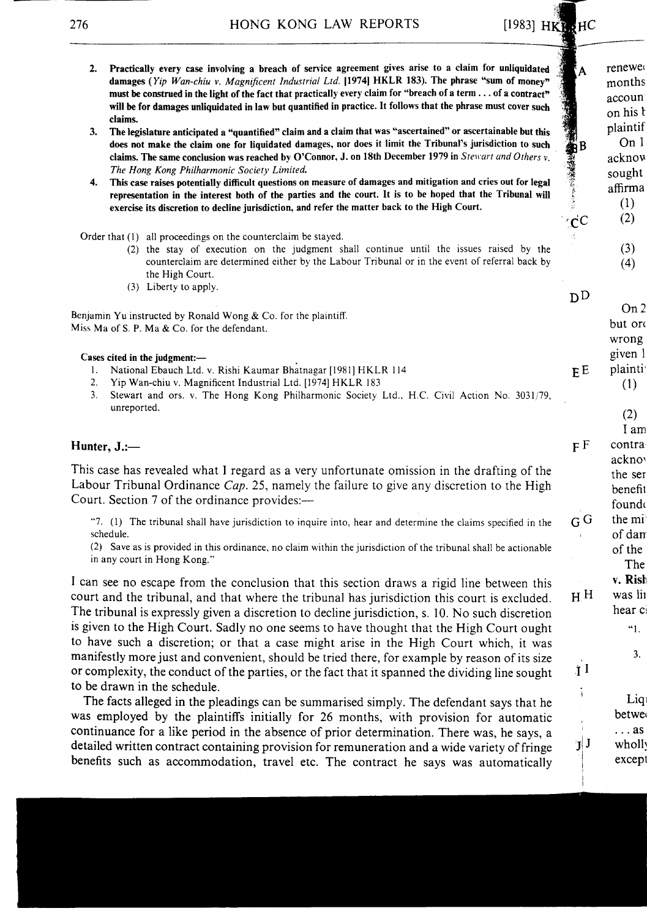2. **Practically every case involving a breach of service agreement gives arise to a claim for unliquidated damages (*Yip Wan-chiu v. Magnificent Industrial Ltd.* [1974] HKLR 183). The phrase "sum of money" must be construed in the light of the fact that practically every claim for "breach of a term . . . of a contract" will be for damages unliquidated in law but quantified in practice. It follows that the phrase must cover such claims.**
3. **The legislature anticipated a "quantified" claim and a claim that was "ascertained" or ascertainable but this does not make the claim one for liquidated damages, nor does it limit the Tribunal's jurisdiction to such claims. The same conclusion was reached by O'Connor, J. on 18th December 1979 in *Stewart and Others v. The Hong Kong Philharmonic Society Limited.***
4. **This case raises potentially difficult questions on measure of damages and mitigation and cries out for legal representation in the interest both of the parties and the court. It is to be hoped that the Tribunal will exercise its discretion to decline jurisdiction, and refer the matter back to the High Court.**

Order that (1) all proceedings on the counterclaim be stayed.

(2) the stay of execution on the judgment shall continue until the issues raised by the counterclaim are determined either by the Labour Tribunal or in the event of referral back by the High Court.

(3) Liberty to apply.

Benjamin Yu instructed by Ronald Wong & Co. for the plaintiff.
Miss Ma of S. P. Ma & Co. for the defendant.

**Cases cited in the judgment:—**

1. National Ebauch Ltd. v. Rishi Kaumar Bhatnagar [1981] HKLR 114
2. Yip Wan-chiu v. Magnificent Industrial Ltd. [1974] HKLR 183
3. Stewart and ors. v. The Hong Kong Philharmonic Society Ltd., H.C. Civil Action No. 3031/79, unreported.

**Hunter, J.:—**

This case has revealed what I regard as a very unfortunate omission in the drafting of the Labour Tribunal Ordinance *Cap.* 25, namely the failure to give any discretion to the High Court. Section 7 of the ordinance provides:—

> "7. (1) The tribunal shall have jurisdiction to inquire into, hear and determine the claims specified in the schedule.
> (2) Save as is provided in this ordinance, no claim within the jurisdiction of the tribunal shall be actionable in any court in Hong Kong."

I can see no escape from the conclusion that this section draws a rigid line between this court and the tribunal, and that where the tribunal has jurisdiction this court is excluded. The tribunal is expressly given a discretion to decline jurisdiction, s. 10. No such discretion is given to the High Court. Sadly no one seems to have thought that the High Court ought to have such a discretion; or that a case might arise in the High Court which, it was manifestly more just and convenient, should be tried there, for example by reason of its size or complexity, the conduct of the parties, or the fact that it spanned the dividing line sought to be drawn in the schedule.

The facts alleged in the pleadings can be summarised simply. The defendant says that he was employed by the plaintiffs initially for 26 months, with provision for automatic continuance for a like period in the absence of prior determination. There was, he says, a detailed written contract containing provision for remuneration and a wide variety of fringe benefits such as accommodation, travel etc. The contract he says was automatically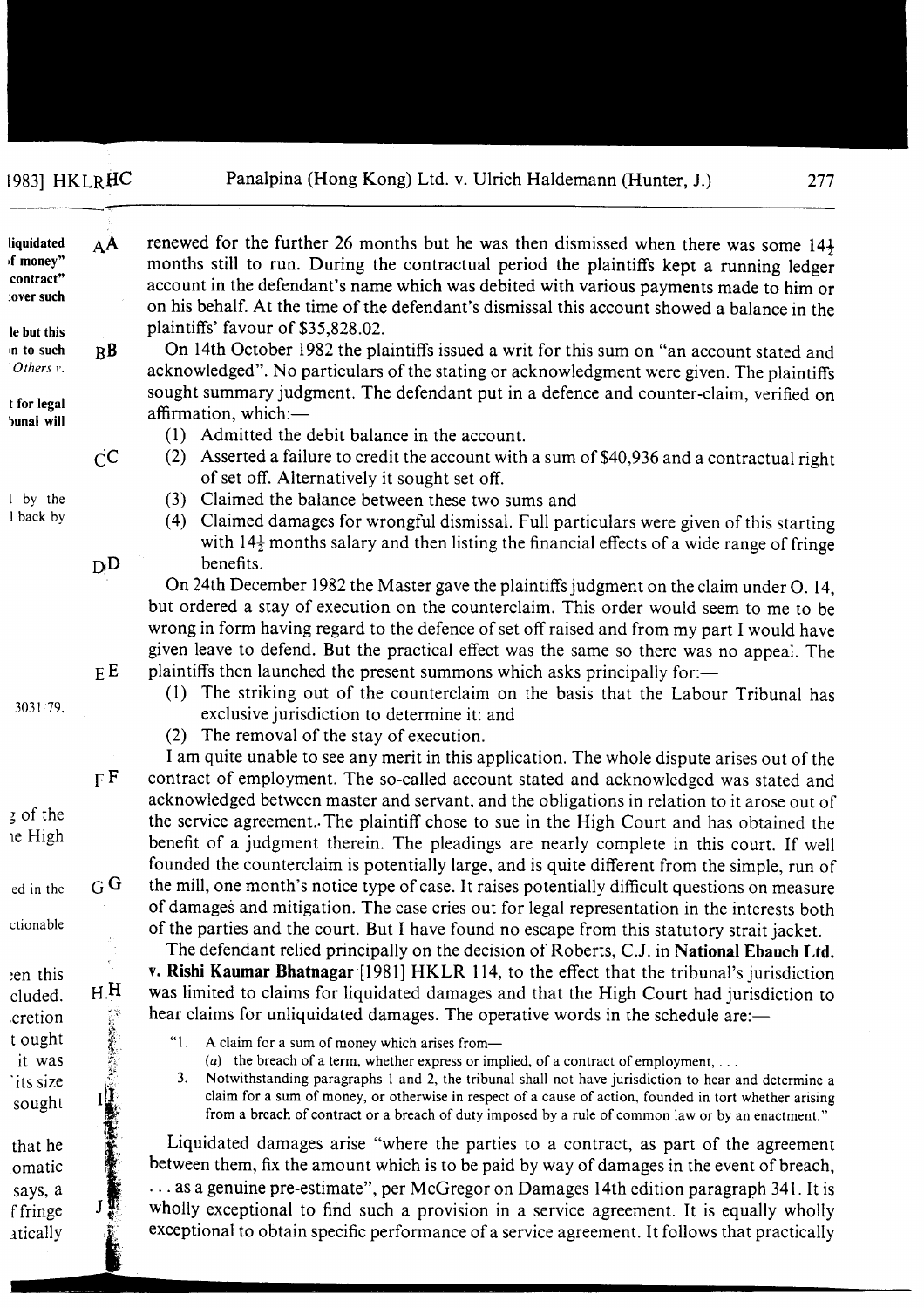renewed for the further 26 months but he was then dismissed when there was some 14½ months still to run. During the contractual period the plaintiffs kept a running ledger account in the defendant's name which was debited with various payments made to him or on his behalf. At the time of the defendant's dismissal this account showed a balance in the plaintiffs' favour of $35,828.02.

On 14th October 1982 the plaintiffs issued a writ for this sum on "an account stated and acknowledged". No particulars of the stating or acknowledgment were given. The plaintiffs sought summary judgment. The defendant put in a defence and counter-claim, verified on affirmation, which:—

(1) Admitted the debit balance in the account.
(2) Asserted a failure to credit the account with a sum of $40,936 and a contractual right of set off. Alternatively it sought set off.
(3) Claimed the balance between these two sums and
(4) Claimed damages for wrongful dismissal. Full particulars were given of this starting with 14½ months salary and then listing the financial effects of a wide range of fringe benefits.

On 24th December 1982 the Master gave the plaintiffs judgment on the claim under O. 14, but ordered a stay of execution on the counterclaim. This order would seem to me to be wrong in form having regard to the defence of set off raised and from my part I would have given leave to defend. But the practical effect was the same so there was no appeal. The plaintiffs then launched the present summons which asks principally for:—

(1) The striking out of the counterclaim on the basis that the Labour Tribunal has exclusive jurisdiction to determine it: and
(2) The removal of the stay of execution.

I am quite unable to see any merit in this application. The whole dispute arises out of the contract of employment. The so-called account stated and acknowledged was stated and acknowledged between master and servant, and the obligations in relation to it arose out of the service agreement. The plaintiff chose to sue in the High Court and has obtained the benefit of a judgment therein. The pleadings are nearly complete in this court. If well founded the counterclaim is potentially large, and is quite different from the simple, run of the mill, one month's notice type of case. It raises potentially difficult questions on measure of damages and mitigation. The case cries out for legal representation in the interests both of the parties and the court. But I have found no escape from this statutory strait jacket.

The defendant relied principally on the decision of Roberts, C.J. in **National Ebauch Ltd. v. Rishi Kaumar Bhatnagar** [1981] HKLR 114, to the effect that the tribunal's jurisdiction was limited to claims for liquidated damages and that the High Court had jurisdiction to hear claims for unliquidated damages. The operative words in the schedule are:—

> "1. A claim for a sum of money which arises from—
> (*a*) the breach of a term, whether express or implied, of a contract of employment, . . .
> 3. Notwithstanding paragraphs 1 and 2, the tribunal shall not have jurisdiction to hear and determine a claim for a sum of money, or otherwise in respect of a cause of action, founded in tort whether arising from a breach of contract or a breach of duty imposed by a rule of common law or by an enactment."

Liquidated damages arise "where the parties to a contract, as part of the agreement between them, fix the amount which is to be paid by way of damages in the event of breach, . . . as a genuine pre-estimate", per McGregor on Damages 14th edition paragraph 341. It is wholly exceptional to find such a provision in a service agreement. It is equally wholly exceptional to obtain specific performance of a service agreement. It follows that practically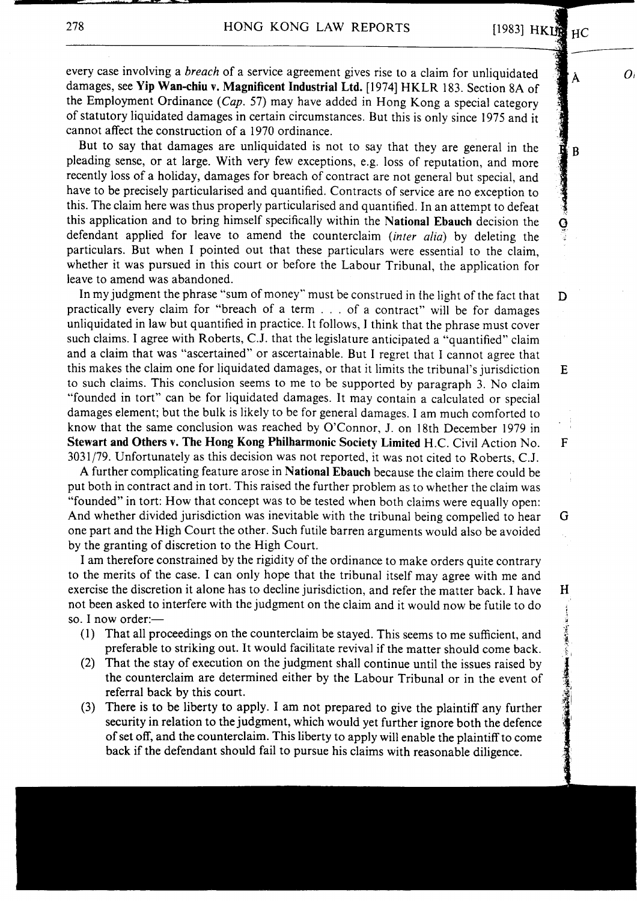every case involving a *breach* of a service agreement gives rise to a claim for unliquidated damages, see **Yip Wan-chiu v. Magnificent Industrial Ltd.** [1974] HKLR 183. Section 8A of the Employment Ordinance (*Cap.* 57) may have added in Hong Kong a special category of statutory liquidated damages in certain circumstances. But this is only since 1975 and it cannot affect the construction of a 1970 ordinance.

But to say that damages are unliquidated is not to say that they are general in the pleading sense, or at large. With very few exceptions, e.g. loss of reputation, and more recently loss of a holiday, damages for breach of contract are not general but special, and have to be precisely particularised and quantified. Contracts of service are no exception to this. The claim here was thus properly particularised and quantified. In an attempt to defeat this application and to bring himself specifically within the **National Ebauch** decision the defendant applied for leave to amend the counterclaim (*inter alia*) by deleting the particulars. But when I pointed out that these particulars were essential to the claim, whether it was pursued in this court or before the Labour Tribunal, the application for leave to amend was abandoned.

In my judgment the phrase "sum of money" must be construed in the light of the fact that practically every claim for "breach of a term . . . of a contract" will be for damages unliquidated in law but quantified in practice. It follows, I think that the phrase must cover such claims. I agree with Roberts, C.J. that the legislature anticipated a "quantified" claim and a claim that was "ascertained" or ascertainable. But I regret that I cannot agree that this makes the claim one for liquidated damages, or that it limits the tribunal's jurisdiction to such claims. This conclusion seems to me to be supported by paragraph 3. No claim "founded in tort" can be for liquidated damages. It may contain a calculated or special damages element; but the bulk is likely to be for general damages. I am much comforted to know that the same conclusion was reached by O'Connor, J. on 18th December 1979 in **Stewart and Others v. The Hong Kong Philharmonic Society Limited** H.C. Civil Action No. 3031/79. Unfortunately as this decision was not reported, it was not cited to Roberts, C.J.

A further complicating feature arose in **National Ebauch** because the claim there could be put both in contract and in tort. This raised the further problem as to whether the claim was "founded" in tort: How that concept was to be tested when both claims were equally open: And whether divided jurisdiction was inevitable with the tribunal being compelled to hear one part and the High Court the other. Such futile barren arguments would also be avoided by the granting of discretion to the High Court.

I am therefore constrained by the rigidity of the ordinance to make orders quite contrary to the merits of the case. I can only hope that the tribunal itself may agree with me and exercise the discretion it alone has to decline jurisdiction, and refer the matter back. I have not been asked to interfere with the judgment on the claim and it would now be futile to do so. I now order:—

(1) That all proceedings on the counterclaim be stayed. This seems to me sufficient, and preferable to striking out. It would facilitate revival if the matter should come back.
(2) That the stay of execution on the judgment shall continue until the issues raised by the counterclaim are determined either by the Labour Tribunal or in the event of referral back by this court.
(3) There is to be liberty to apply. I am not prepared to give the plaintiff any further security in relation to the judgment, which would yet further ignore both the defence of set off, and the counterclaim. This liberty to apply will enable the plaintiff to come back if the defendant should fail to pursue his claims with reasonable diligence.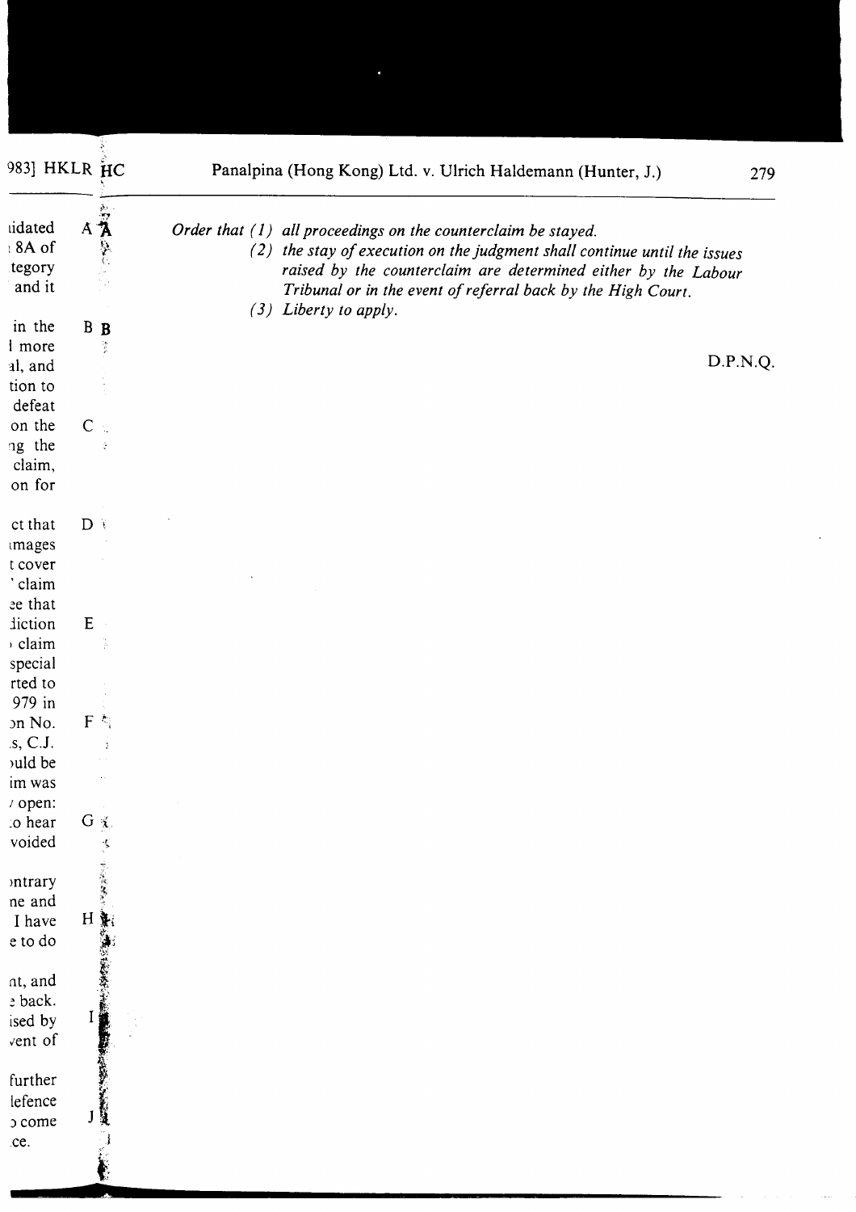*Order that (1) all proceedings on the counterclaim be stayed.*

*(2) the stay of execution on the judgment shall continue until the issues raised by the counterclaim are determined either by the Labour Tribunal or in the event of referral back by the High Court.*

*(3) Liberty to apply.*

D.P.N.Q.